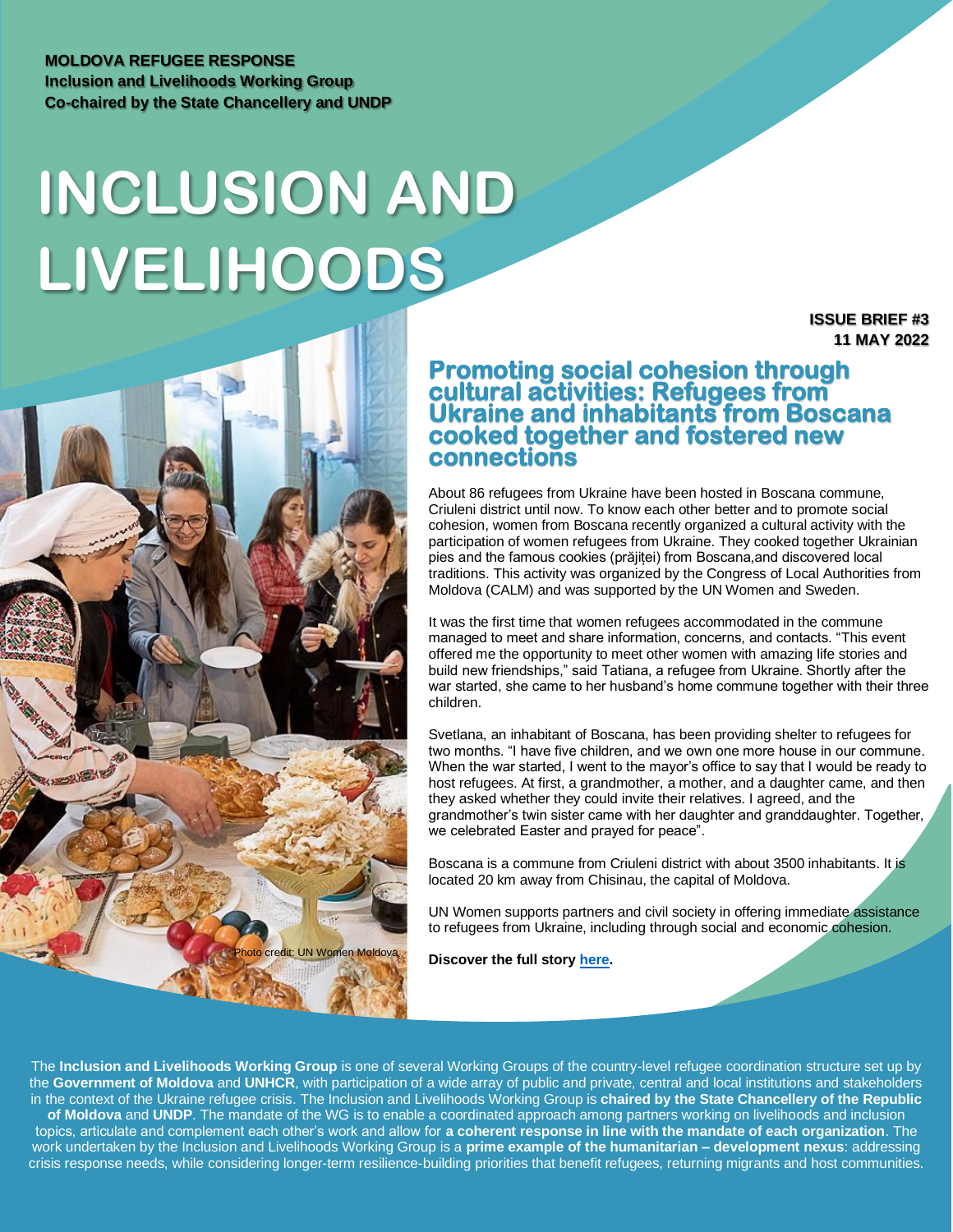**MOLDOVA REFUGEE RESPONSE**
**Inclusion and Livelihoods Working Group**
**Co-chaired by the State Chancellery and UNDP**

# INCLUSION AND LIVELIHOODS

**ISSUE BRIEF #3**
**11 MAY 2022**

## Promoting social cohesion through cultural activities: Refugees from Ukraine and inhabitants from Boscana cooked together and fostered new connections

About 86 refugees from Ukraine have been hosted in Boscana commune, Criuleni district until now. To know each other better and to promote social cohesion, women from Boscana recently organized a cultural activity with the participation of women refugees from Ukraine. They cooked together Ukrainian pies and the famous cookies (prăjiței) from Boscana,and discovered local traditions. This activity was organized by the Congress of Local Authorities from Moldova (CALM) and was supported by the UN Women and Sweden.

It was the first time that women refugees accommodated in the commune managed to meet and share information, concerns, and contacts. "This event offered me the opportunity to meet other women with amazing life stories and build new friendships," said Tatiana, a refugee from Ukraine. Shortly after the war started, she came to her husband's home commune together with their three children.

Svetlana, an inhabitant of Boscana, has been providing shelter to refugees for two months. "I have five children, and we own one more house in our commune. When the war started, I went to the mayor's office to say that I would be ready to host refugees. At first, a grandmother, a mother, and a daughter came, and then they asked whether they could invite their relatives. I agreed, and the grandmother's twin sister came with her daughter and granddaughter. Together, we celebrated Easter and prayed for peace".

Boscana is a commune from Criuleni district with about 3500 inhabitants. It is located 20 km away from Chisinau, the capital of Moldova.

UN Women supports partners and civil society in offering immediate assistance to refugees from Ukraine, including through social and economic cohesion.

**Discover the full story here.**

Photo credit: UN Women Moldova

The **Inclusion and Livelihoods Working Group** is one of several Working Groups of the country-level refugee coordination structure set up by the **Government of Moldova** and **UNHCR**, with participation of a wide array of public and private, central and local institutions and stakeholders in the context of the Ukraine refugee crisis. The Inclusion and Livelihoods Working Group is **chaired by the State Chancellery of the Republic of Moldova** and **UNDP**. The mandate of the WG is to enable a coordinated approach among partners working on livelihoods and inclusion topics, articulate and complement each other's work and allow for **a coherent response in line with the mandate of each organization**. The work undertaken by the Inclusion and Livelihoods Working Group is a **prime example of the humanitarian – development nexus**: addressing crisis response needs, while considering longer-term resilience-building priorities that benefit refugees, returning migrants and host communities.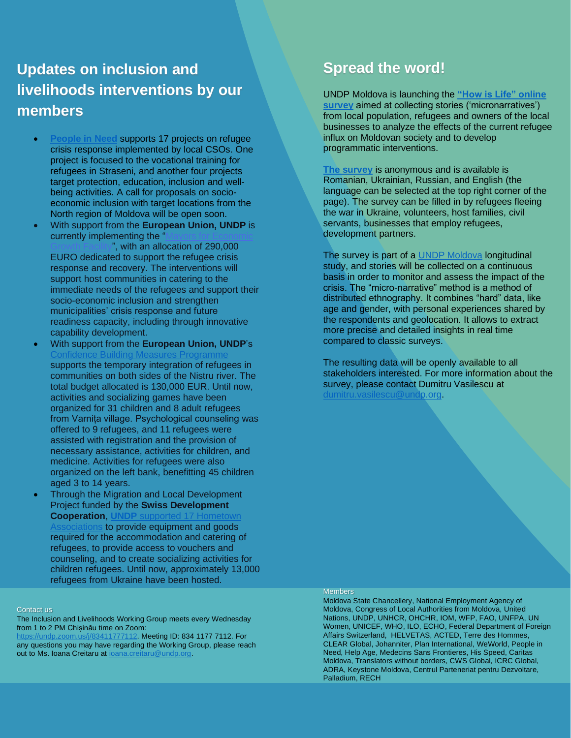## Updates on inclusion and livelihoods interventions by our members

- **People in Need** supports 17 projects on refugee crisis response implemented by local CSOs. One project is focused to the vocational training for refugees in Straseni, and another four projects target protection, education, inclusion and well-being activities. A call for proposals on socio-economic inclusion with target locations from the North region of Moldova will be open soon.
- With support from the **European Union, UNDP** is currently implementing the "Mayors for Economic Growth Facility", with an allocation of 290,000 EURO dedicated to support the refugee crisis response and recovery. The interventions will support host communities in catering to the immediate needs of the refugees and support their socio-economic inclusion and strengthen municipalities' crisis response and future readiness capacity, including through innovative capability development.
- With support from the **European Union, UNDP**'s Confidence Building Measures Programme supports the temporary integration of refugees in communities on both sides of the Nistru river. The total budget allocated is 130,000 EUR. Until now, activities and socializing games have been organized for 31 children and 8 adult refugees from Varnița village. Psychological counseling was offered to 9 refugees, and 11 refugees were assisted with registration and the provision of necessary assistance, activities for children, and medicine. Activities for refugees were also organized on the left bank, benefitting 45 children aged 3 to 14 years.
- Through the Migration and Local Development Project funded by the **Swiss Development Cooperation**, **UNDP** supported 17 Hometown Associations to provide equipment and goods required for the accommodation and catering of refugees, to provide access to vouchers and counseling, and to create socializing activities for children refugees. Until now, approximately 13,000 refugees from Ukraine have been hosted.

## Spread the word!

UNDP Moldova is launching the **"How is Life" online survey** aimed at collecting stories ('micronarratives') from local population, refugees and owners of the local businesses to analyze the effects of the current refugee influx on Moldovan society and to develop programmatic interventions.

**The survey** is anonymous and is available is Romanian, Ukrainian, Russian, and English (the language can be selected at the top right corner of the page). The survey can be filled in by refugees fleeing the war in Ukraine, volunteers, host families, civil servants, businesses that employ refugees, development partners.

The survey is part of a UNDP Moldova longitudinal study, and stories will be collected on a continuous basis in order to monitor and assess the impact of the crisis. The "micro-narrative" method is a method of distributed ethnography. It combines "hard" data, like age and gender, with personal experiences shared by the respondents and geolocation. It allows to extract more precise and detailed insights in real time compared to classic surveys.

The resulting data will be openly available to all stakeholders interested. For more information about the survey, please contact Dumitru Vasilescu at dumitru.vasilescu@undp.org.

Contact us

The Inclusion and Livelihoods Working Group meets every Wednesday from 1 to 2 PM Chișinău time on Zoom: https://undp.zoom.us/j/83411777112. Meeting ID: 834 1177 7112. For any questions you may have regarding the Working Group, please reach out to Ms. Ioana Creitaru at ioana.creitaru@undp.org.

Members

Moldova State Chancellery, National Employment Agency of Moldova, Congress of Local Authorities from Moldova, United Nations, UNDP, UNHCR, OHCHR, IOM, WFP, FAO, UNFPA, UN Women, UNICEF, WHO, ILO, ECHO, Federal Department of Foreign Affairs Switzerland, HELVETAS, ACTED, Terre des Hommes, CLEAR Global, Johanniter, Plan International, WeWorld, People in Need, Help Age, Medecins Sans Frontieres, His Speed, Caritas Moldova, Translators without borders, CWS Global, ICRC Global, ADRA, Keystone Moldova, Centrul Parteneriat pentru Dezvoltare, Palladium, RECH